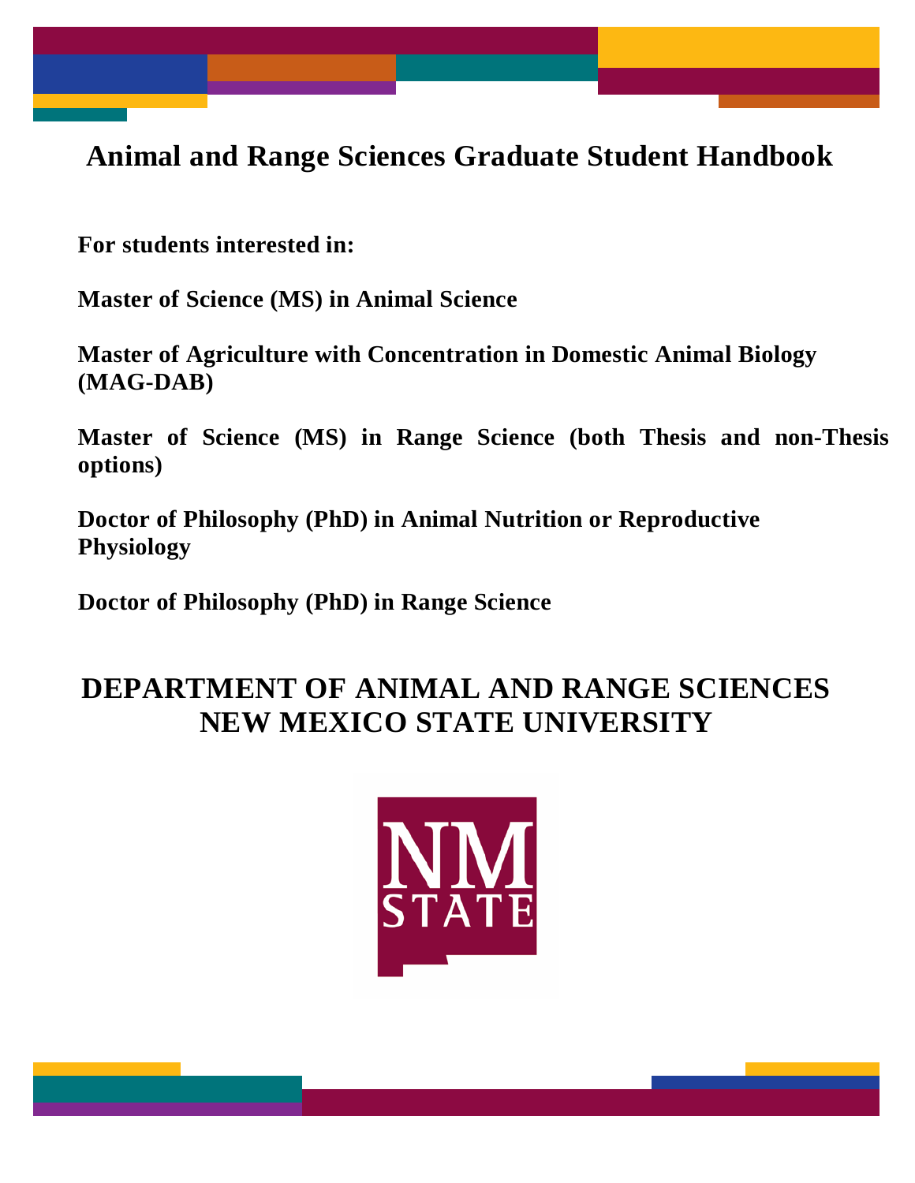# Animal and Range Sciences Graduate Student Handbook

**For students interested in:**

**Master of Science (MS) in Animal Science**

**Master of Agriculture with Concentration in Domestic Animal Biology (MAG-DAB)**

**Master of Science (MS) in Range Science (both Thesis and non-Thesis options)**

**Doctor of Philosophy (PhD) in Animal Nutrition or Reproductive Physiology**

**Doctor of Philosophy (PhD) in Range Science**

## DEPARTMENT OF ANIMAL AND RANGE SCIENCES
## NEW MEXICO STATE UNIVERSITY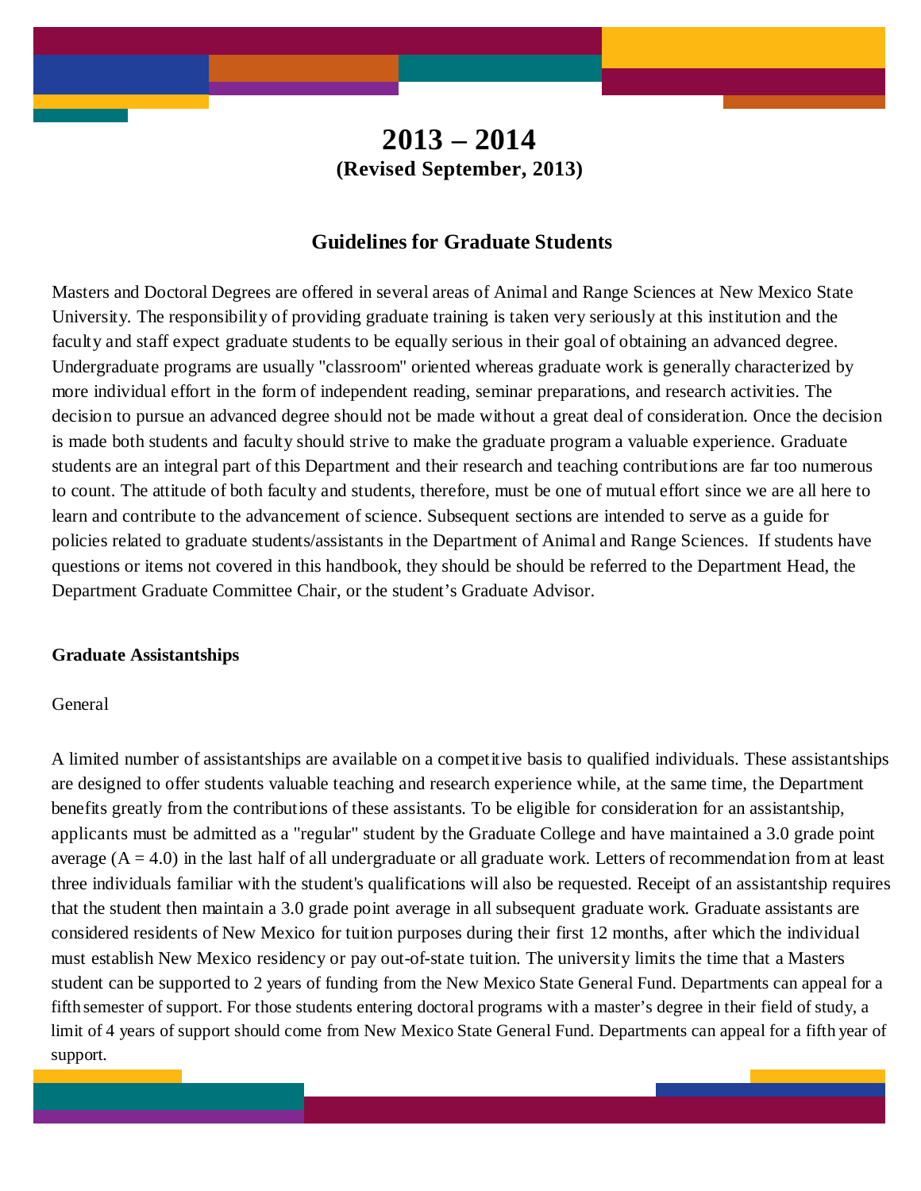# 2013 – 2014
**(Revised September, 2013)**

## Guidelines for Graduate Students

Masters and Doctoral Degrees are offered in several areas of Animal and Range Sciences at New Mexico State University. The responsibility of providing graduate training is taken very seriously at this institution and the faculty and staff expect graduate students to be equally serious in their goal of obtaining an advanced degree. Undergraduate programs are usually "classroom" oriented whereas graduate work is generally characterized by more individual effort in the form of independent reading, seminar preparations, and research activities. The decision to pursue an advanced degree should not be made without a great deal of consideration. Once the decision is made both students and faculty should strive to make the graduate program a valuable experience. Graduate students are an integral part of this Department and their research and teaching contributions are far too numerous to count. The attitude of both faculty and students, therefore, must be one of mutual effort since we are all here to learn and contribute to the advancement of science. Subsequent sections are intended to serve as a guide for policies related to graduate students/assistants in the Department of Animal and Range Sciences. If students have questions or items not covered in this handbook, they should be should be referred to the Department Head, the Department Graduate Committee Chair, or the student's Graduate Advisor.

### Graduate Assistantships

General

A limited number of assistantships are available on a competitive basis to qualified individuals. These assistantships are designed to offer students valuable teaching and research experience while, at the same time, the Department benefits greatly from the contributions of these assistants. To be eligible for consideration for an assistantship, applicants must be admitted as a "regular" student by the Graduate College and have maintained a 3.0 grade point average (A = 4.0) in the last half of all undergraduate or all graduate work. Letters of recommendation from at least three individuals familiar with the student's qualifications will also be requested. Receipt of an assistantship requires that the student then maintain a 3.0 grade point average in all subsequent graduate work. Graduate assistants are considered residents of New Mexico for tuition purposes during their first 12 months, after which the individual must establish New Mexico residency or pay out-of-state tuition. The university limits the time that a Masters student can be supported to 2 years of funding from the New Mexico State General Fund. Departments can appeal for a fifth semester of support. For those students entering doctoral programs with a master's degree in their field of study, a limit of 4 years of support should come from New Mexico State General Fund. Departments can appeal for a fifth year of support.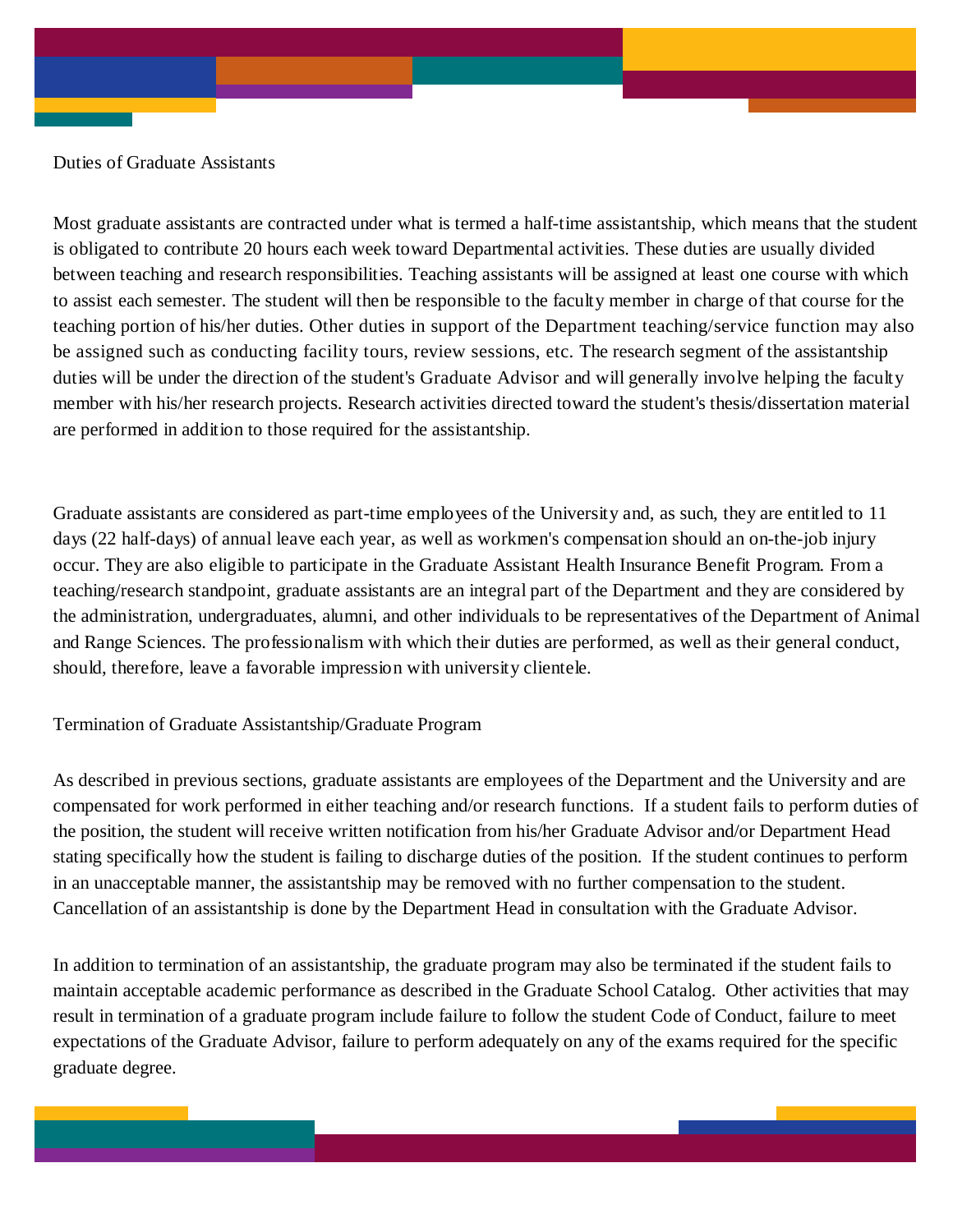## Duties of Graduate Assistants

Most graduate assistants are contracted under what is termed a half-time assistantship, which means that the student is obligated to contribute 20 hours each week toward Departmental activities. These duties are usually divided between teaching and research responsibilities. Teaching assistants will be assigned at least one course with which to assist each semester. The student will then be responsible to the faculty member in charge of that course for the teaching portion of his/her duties. Other duties in support of the Department teaching/service function may also be assigned such as conducting facility tours, review sessions, etc. The research segment of the assistantship duties will be under the direction of the student's Graduate Advisor and will generally involve helping the faculty member with his/her research projects. Research activities directed toward the student's thesis/dissertation material are performed in addition to those required for the assistantship.

Graduate assistants are considered as part-time employees of the University and, as such, they are entitled to 11 days (22 half-days) of annual leave each year, as well as workmen's compensation should an on-the-job injury occur. They are also eligible to participate in the Graduate Assistant Health Insurance Benefit Program. From a teaching/research standpoint, graduate assistants are an integral part of the Department and they are considered by the administration, undergraduates, alumni, and other individuals to be representatives of the Department of Animal and Range Sciences. The professionalism with which their duties are performed, as well as their general conduct, should, therefore, leave a favorable impression with university clientele.

## Termination of Graduate Assistantship/Graduate Program

As described in previous sections, graduate assistants are employees of the Department and the University and are compensated for work performed in either teaching and/or research functions. If a student fails to perform duties of the position, the student will receive written notification from his/her Graduate Advisor and/or Department Head stating specifically how the student is failing to discharge duties of the position. If the student continues to perform in an unacceptable manner, the assistantship may be removed with no further compensation to the student. Cancellation of an assistantship is done by the Department Head in consultation with the Graduate Advisor.

In addition to termination of an assistantship, the graduate program may also be terminated if the student fails to maintain acceptable academic performance as described in the Graduate School Catalog. Other activities that may result in termination of a graduate program include failure to follow the student Code of Conduct, failure to meet expectations of the Graduate Advisor, failure to perform adequately on any of the exams required for the specific graduate degree.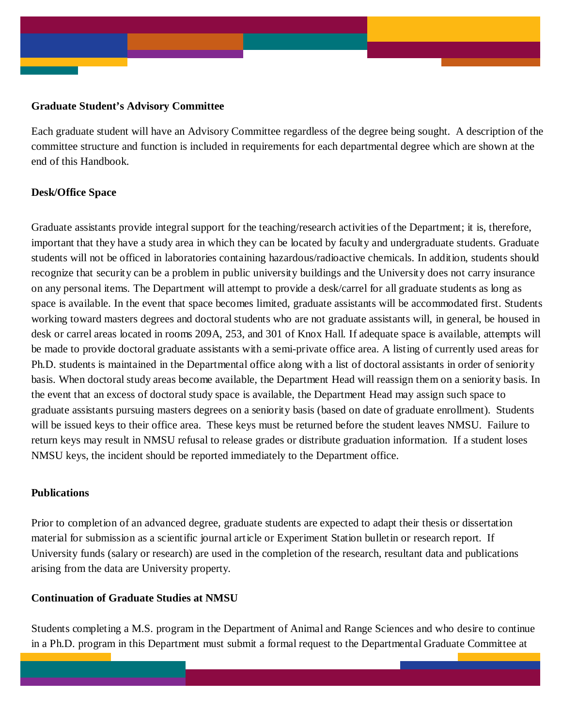**Graduate Student's Advisory Committee**

Each graduate student will have an Advisory Committee regardless of the degree being sought. A description of the committee structure and function is included in requirements for each departmental degree which are shown at the end of this Handbook.

**Desk/Office Space**

Graduate assistants provide integral support for the teaching/research activities of the Department; it is, therefore, important that they have a study area in which they can be located by faculty and undergraduate students. Graduate students will not be officed in laboratories containing hazardous/radioactive chemicals. In addition, students should recognize that security can be a problem in public university buildings and the University does not carry insurance on any personal items. The Department will attempt to provide a desk/carrel for all graduate students as long as space is available. In the event that space becomes limited, graduate assistants will be accommodated first. Students working toward masters degrees and doctoral students who are not graduate assistants will, in general, be housed in desk or carrel areas located in rooms 209A, 253, and 301 of Knox Hall. If adequate space is available, attempts will be made to provide doctoral graduate assistants with a semi-private office area. A listing of currently used areas for Ph.D. students is maintained in the Departmental office along with a list of doctoral assistants in order of seniority basis. When doctoral study areas become available, the Department Head will reassign them on a seniority basis. In the event that an excess of doctoral study space is available, the Department Head may assign such space to graduate assistants pursuing masters degrees on a seniority basis (based on date of graduate enrollment). Students will be issued keys to their office area. These keys must be returned before the student leaves NMSU. Failure to return keys may result in NMSU refusal to release grades or distribute graduation information. If a student loses NMSU keys, the incident should be reported immediately to the Department office.

**Publications**

Prior to completion of an advanced degree, graduate students are expected to adapt their thesis or dissertation material for submission as a scientific journal article or Experiment Station bulletin or research report. If University funds (salary or research) are used in the completion of the research, resultant data and publications arising from the data are University property.

**Continuation of Graduate Studies at NMSU**

Students completing a M.S. program in the Department of Animal and Range Sciences and who desire to continue in a Ph.D. program in this Department must submit a formal request to the Departmental Graduate Committee at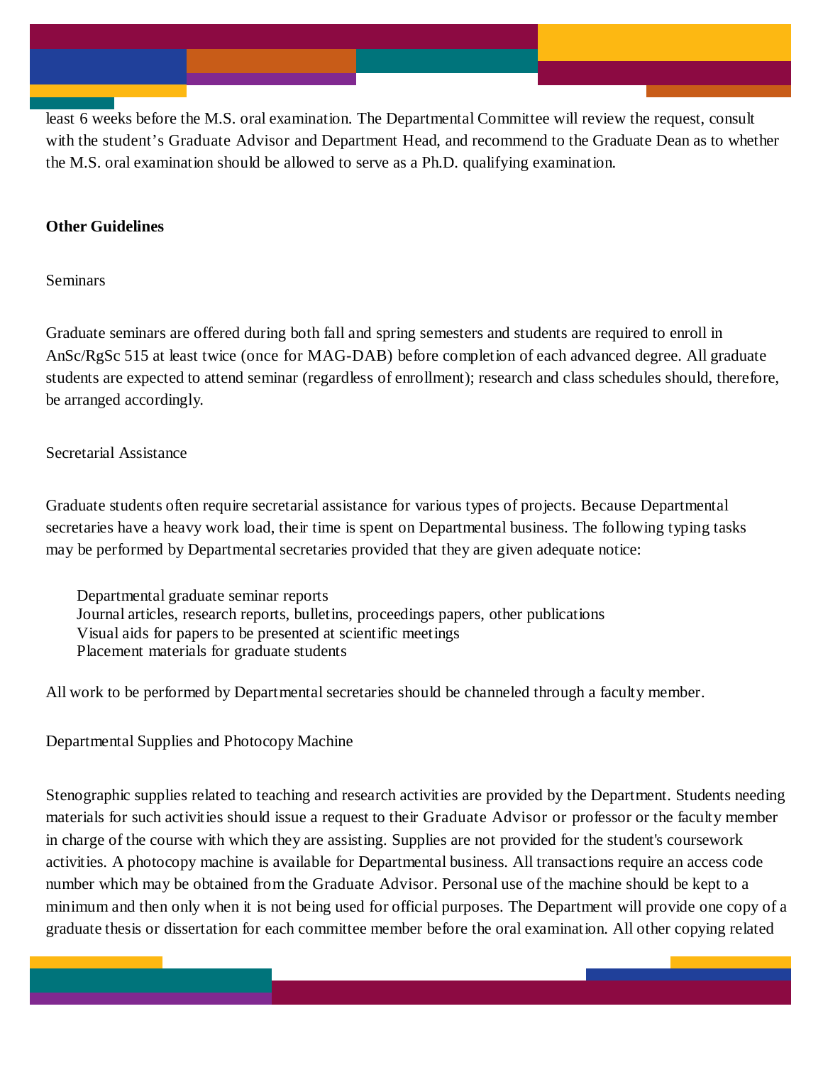least 6 weeks before the M.S. oral examination. The Departmental Committee will review the request, consult with the student's Graduate Advisor and Department Head, and recommend to the Graduate Dean as to whether the M.S. oral examination should be allowed to serve as a Ph.D. qualifying examination.

**Other Guidelines**

Seminars

Graduate seminars are offered during both fall and spring semesters and students are required to enroll in AnSc/RgSc 515 at least twice (once for MAG-DAB) before completion of each advanced degree. All graduate students are expected to attend seminar (regardless of enrollment); research and class schedules should, therefore, be arranged accordingly.

Secretarial Assistance

Graduate students often require secretarial assistance for various types of projects. Because Departmental secretaries have a heavy work load, their time is spent on Departmental business. The following typing tasks may be performed by Departmental secretaries provided that they are given adequate notice:

- Departmental graduate seminar reports
- Journal articles, research reports, bulletins, proceedings papers, other publications
- Visual aids for papers to be presented at scientific meetings
- Placement materials for graduate students

All work to be performed by Departmental secretaries should be channeled through a faculty member.

Departmental Supplies and Photocopy Machine

Stenographic supplies related to teaching and research activities are provided by the Department. Students needing materials for such activities should issue a request to their Graduate Advisor or professor or the faculty member in charge of the course with which they are assisting. Supplies are not provided for the student's coursework activities. A photocopy machine is available for Departmental business. All transactions require an access code number which may be obtained from the Graduate Advisor. Personal use of the machine should be kept to a minimum and then only when it is not being used for official purposes. The Department will provide one copy of a graduate thesis or dissertation for each committee member before the oral examination. All other copying related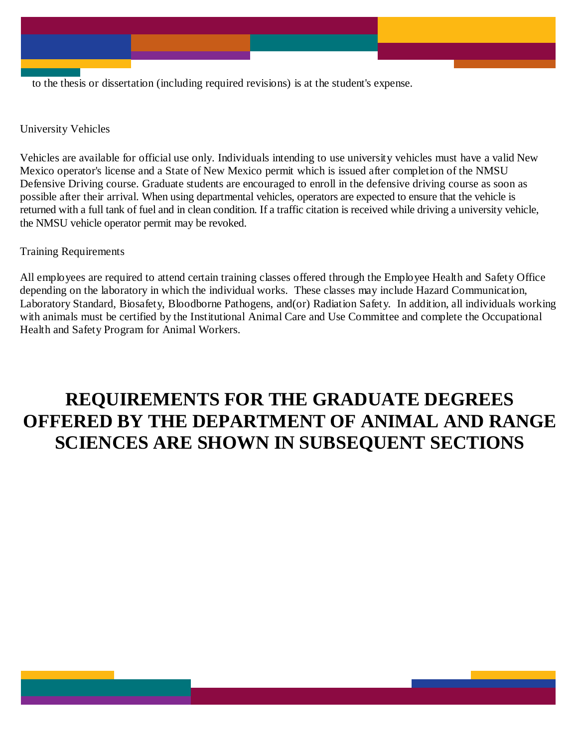to the thesis or dissertation (including required revisions) is at the student's expense.

University Vehicles

Vehicles are available for official use only. Individuals intending to use university vehicles must have a valid New Mexico operator's license and a State of New Mexico permit which is issued after completion of the NMSU Defensive Driving course. Graduate students are encouraged to enroll in the defensive driving course as soon as possible after their arrival. When using departmental vehicles, operators are expected to ensure that the vehicle is returned with a full tank of fuel and in clean condition. If a traffic citation is received while driving a university vehicle, the NMSU vehicle operator permit may be revoked.

Training Requirements

All employees are required to attend certain training classes offered through the Employee Health and Safety Office depending on the laboratory in which the individual works. These classes may include Hazard Communication, Laboratory Standard, Biosafety, Bloodborne Pathogens, and(or) Radiation Safety. In addition, all individuals working with animals must be certified by the Institutional Animal Care and Use Committee and complete the Occupational Health and Safety Program for Animal Workers.

# REQUIREMENTS FOR THE GRADUATE DEGREES OFFERED BY THE DEPARTMENT OF ANIMAL AND RANGE SCIENCES ARE SHOWN IN SUBSEQUENT SECTIONS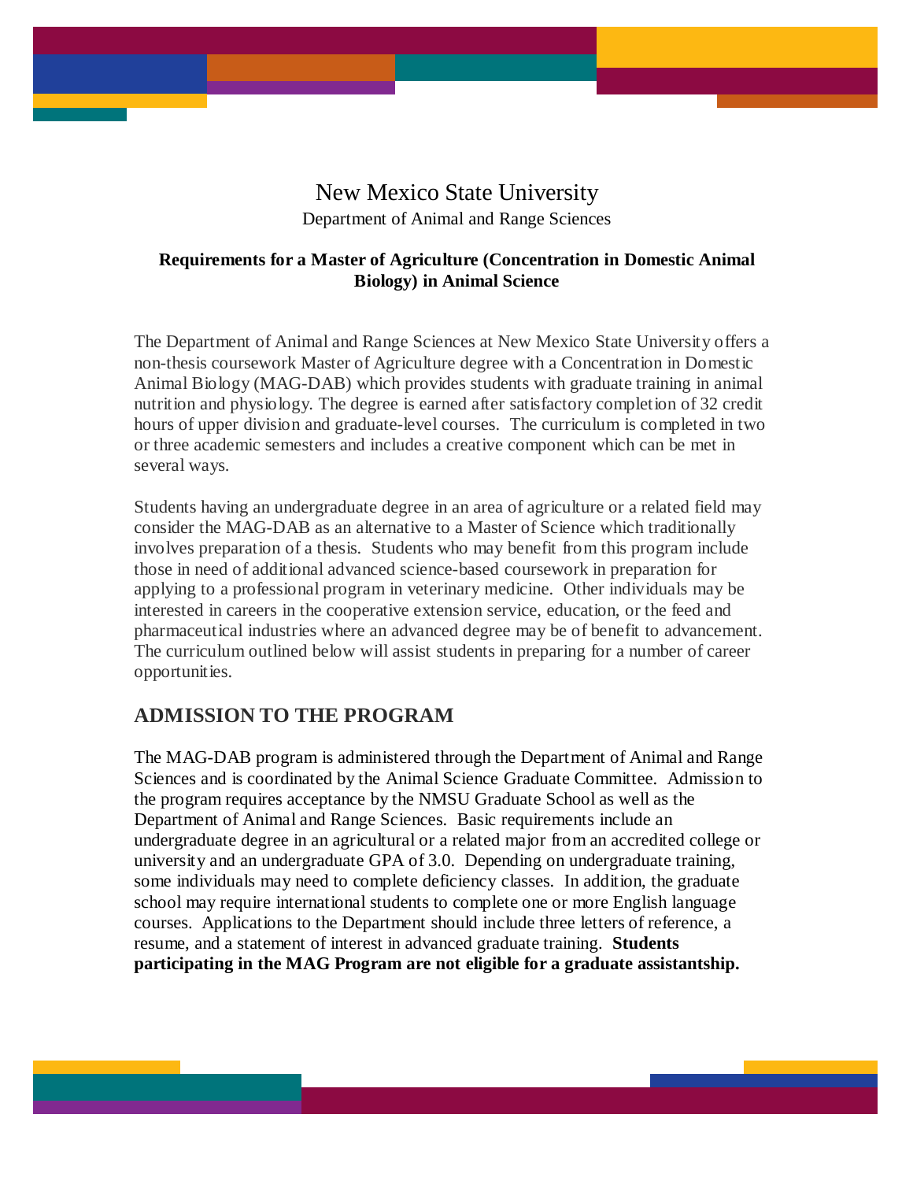# New Mexico State University

Department of Animal and Range Sciences

**Requirements for a Master of Agriculture (Concentration in Domestic Animal Biology) in Animal Science**

The Department of Animal and Range Sciences at New Mexico State University offers a non-thesis coursework Master of Agriculture degree with a Concentration in Domestic Animal Biology (MAG-DAB) which provides students with graduate training in animal nutrition and physiology. The degree is earned after satisfactory completion of 32 credit hours of upper division and graduate-level courses. The curriculum is completed in two or three academic semesters and includes a creative component which can be met in several ways.

Students having an undergraduate degree in an area of agriculture or a related field may consider the MAG-DAB as an alternative to a Master of Science which traditionally involves preparation of a thesis. Students who may benefit from this program include those in need of additional advanced science-based coursework in preparation for applying to a professional program in veterinary medicine. Other individuals may be interested in careers in the cooperative extension service, education, or the feed and pharmaceutical industries where an advanced degree may be of benefit to advancement. The curriculum outlined below will assist students in preparing for a number of career opportunities.

## ADMISSION TO THE PROGRAM

The MAG-DAB program is administered through the Department of Animal and Range Sciences and is coordinated by the Animal Science Graduate Committee. Admission to the program requires acceptance by the NMSU Graduate School as well as the Department of Animal and Range Sciences. Basic requirements include an undergraduate degree in an agricultural or a related major from an accredited college or university and an undergraduate GPA of 3.0. Depending on undergraduate training, some individuals may need to complete deficiency classes. In addition, the graduate school may require international students to complete one or more English language courses. Applications to the Department should include three letters of reference, a resume, and a statement of interest in advanced graduate training. **Students participating in the MAG Program are not eligible for a graduate assistantship.**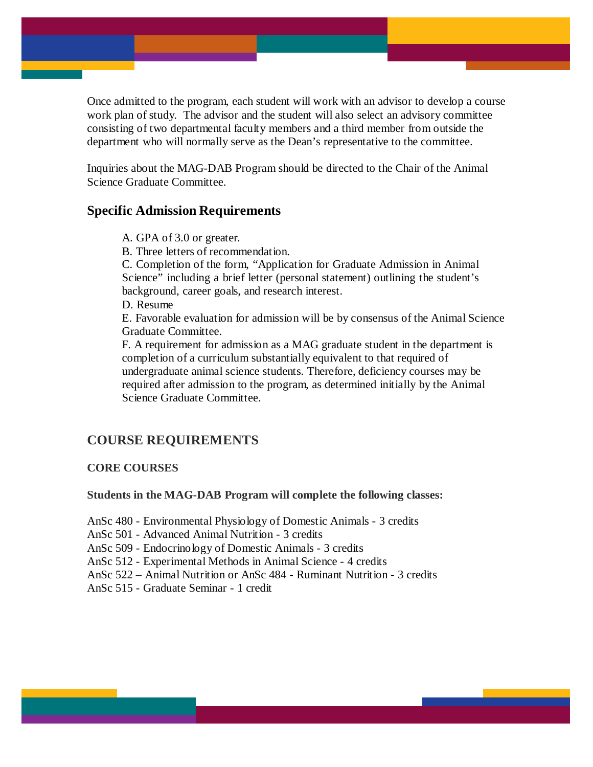Once admitted to the program, each student will work with an advisor to develop a course work plan of study. The advisor and the student will also select an advisory committee consisting of two departmental faculty members and a third member from outside the department who will normally serve as the Dean's representative to the committee.

Inquiries about the MAG-DAB Program should be directed to the Chair of the Animal Science Graduate Committee.

## Specific Admission Requirements

A. GPA of 3.0 or greater.
B. Three letters of recommendation.
C. Completion of the form, "Application for Graduate Admission in Animal Science" including a brief letter (personal statement) outlining the student's background, career goals, and research interest.
D. Resume
E. Favorable evaluation for admission will be by consensus of the Animal Science Graduate Committee.
F. A requirement for admission as a MAG graduate student in the department is completion of a curriculum substantially equivalent to that required of undergraduate animal science students. Therefore, deficiency courses may be required after admission to the program, as determined initially by the Animal Science Graduate Committee.

## COURSE REQUIREMENTS

### CORE COURSES

**Students in the MAG-DAB Program will complete the following classes:**

AnSc 480 - Environmental Physiology of Domestic Animals - 3 credits
AnSc 501 - Advanced Animal Nutrition - 3 credits
AnSc 509 - Endocrinology of Domestic Animals - 3 credits
AnSc 512 - Experimental Methods in Animal Science - 4 credits
AnSc 522 – Animal Nutrition or AnSc 484 - Ruminant Nutrition - 3 credits
AnSc 515 - Graduate Seminar - 1 credit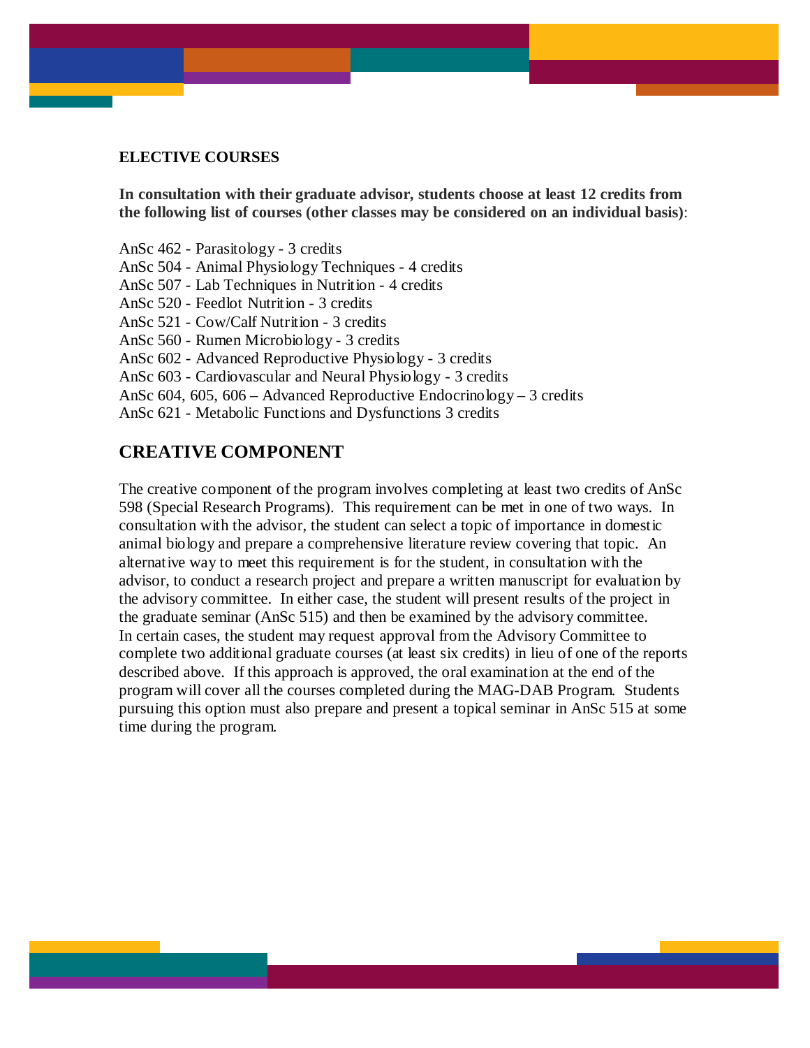**ELECTIVE COURSES**

**In consultation with their graduate advisor, students choose at least 12 credits from the following list of courses (other classes may be considered on an individual basis)**:

AnSc 462 - Parasitology - 3 credits
AnSc 504 - Animal Physiology Techniques - 4 credits
AnSc 507 - Lab Techniques in Nutrition - 4 credits
AnSc 520 - Feedlot Nutrition - 3 credits
AnSc 521 - Cow/Calf Nutrition - 3 credits
AnSc 560 - Rumen Microbiology - 3 credits
AnSc 602 - Advanced Reproductive Physiology - 3 credits
AnSc 603 - Cardiovascular and Neural Physiology - 3 credits
AnSc 604, 605, 606 – Advanced Reproductive Endocrinology – 3 credits
AnSc 621 - Metabolic Functions and Dysfunctions 3 credits

## CREATIVE COMPONENT

The creative component of the program involves completing at least two credits of AnSc 598 (Special Research Programs). This requirement can be met in one of two ways. In consultation with the advisor, the student can select a topic of importance in domestic animal biology and prepare a comprehensive literature review covering that topic. An alternative way to meet this requirement is for the student, in consultation with the advisor, to conduct a research project and prepare a written manuscript for evaluation by the advisory committee. In either case, the student will present results of the project in the graduate seminar (AnSc 515) and then be examined by the advisory committee. In certain cases, the student may request approval from the Advisory Committee to complete two additional graduate courses (at least six credits) in lieu of one of the reports described above. If this approach is approved, the oral examination at the end of the program will cover all the courses completed during the MAG-DAB Program. Students pursuing this option must also prepare and present a topical seminar in AnSc 515 at some time during the program.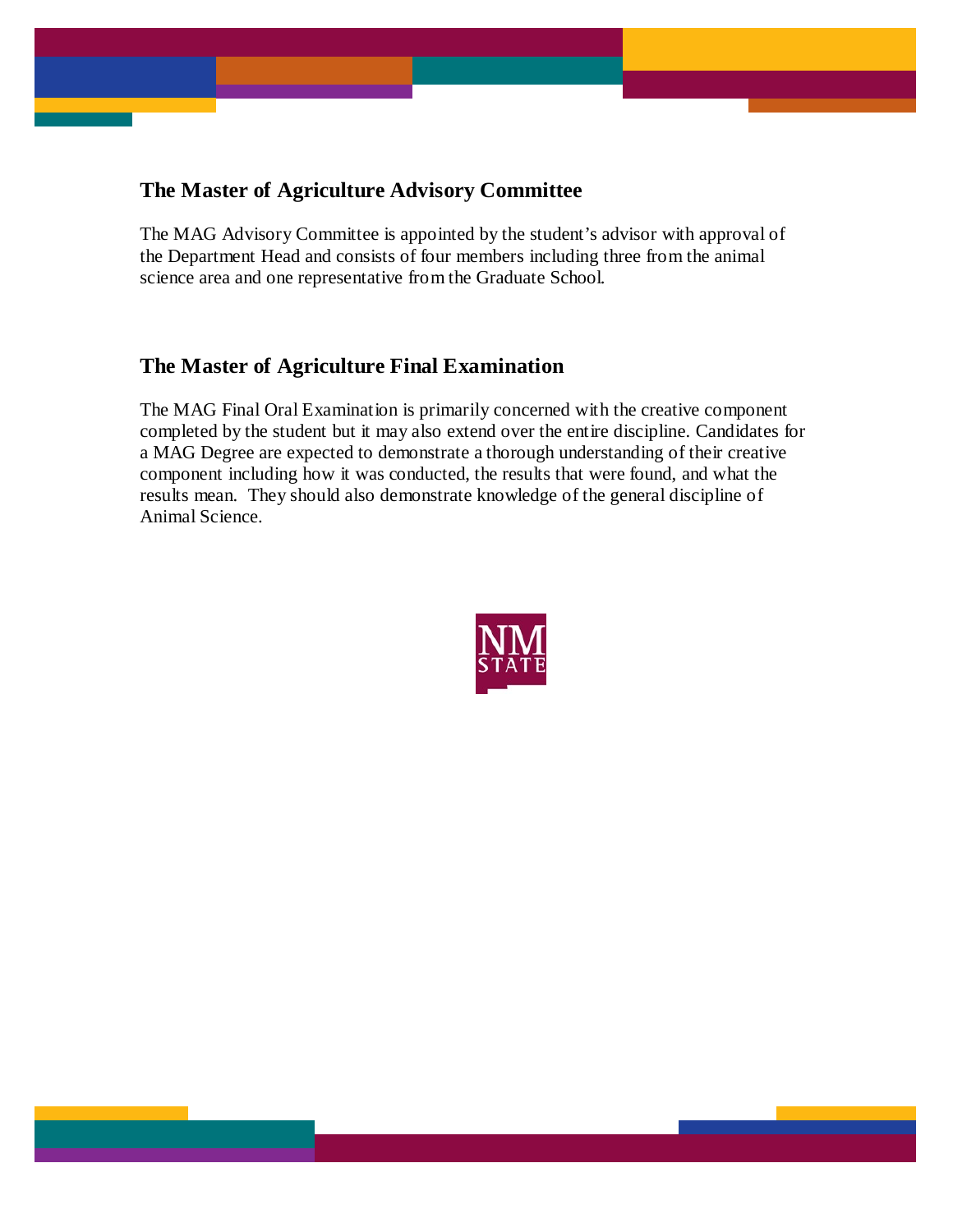## The Master of Agriculture Advisory Committee

The MAG Advisory Committee is appointed by the student's advisor with approval of the Department Head and consists of four members including three from the animal science area and one representative from the Graduate School.

## The Master of Agriculture Final Examination

The MAG Final Oral Examination is primarily concerned with the creative component completed by the student but it may also extend over the entire discipline. Candidates for a MAG Degree are expected to demonstrate a thorough understanding of their creative component including how it was conducted, the results that were found, and what the results mean. They should also demonstrate knowledge of the general discipline of Animal Science.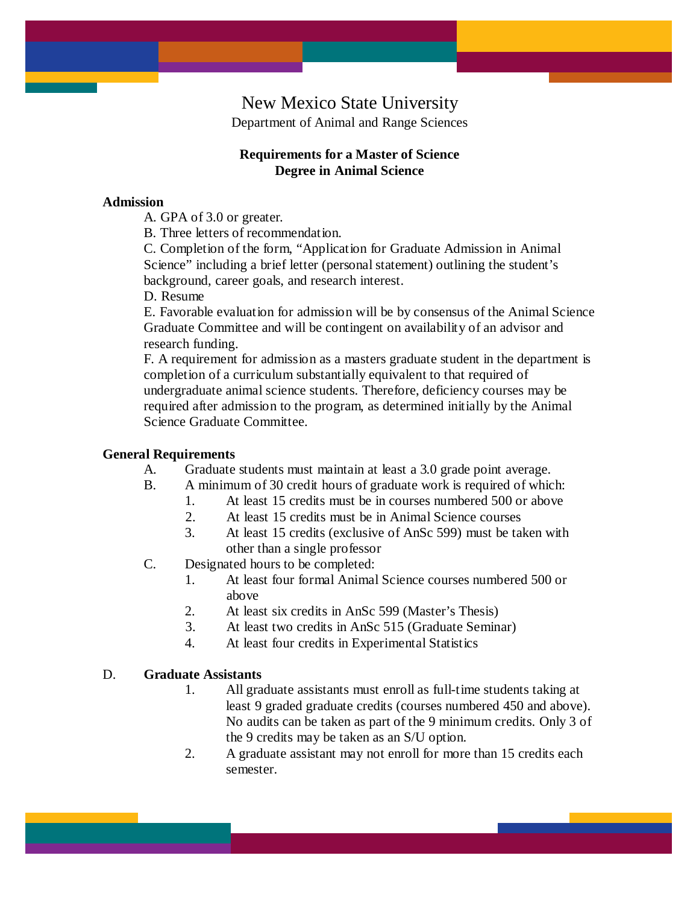# New Mexico State University

Department of Animal and Range Sciences

**Requirements for a Master of Science Degree in Animal Science**

**Admission**

A. GPA of 3.0 or greater.
B. Three letters of recommendation.
C. Completion of the form, "Application for Graduate Admission in Animal Science" including a brief letter (personal statement) outlining the student's background, career goals, and research interest.
D. Resume
E. Favorable evaluation for admission will be by consensus of the Animal Science Graduate Committee and will be contingent on availability of an advisor and research funding.
F. A requirement for admission as a masters graduate student in the department is completion of a curriculum substantially equivalent to that required of undergraduate animal science students. Therefore, deficiency courses may be required after admission to the program, as determined initially by the Animal Science Graduate Committee.

**General Requirements**

A. Graduate students must maintain at least a 3.0 grade point average.

B. A minimum of 30 credit hours of graduate work is required of which:
   1. At least 15 credits must be in courses numbered 500 or above
   2. At least 15 credits must be in Animal Science courses
   3. At least 15 credits (exclusive of AnSc 599) must be taken with other than a single professor

C. Designated hours to be completed:
   1. At least four formal Animal Science courses numbered 500 or above
   2. At least six credits in AnSc 599 (Master's Thesis)
   3. At least two credits in AnSc 515 (Graduate Seminar)
   4. At least four credits in Experimental Statistics

D. **Graduate Assistants**
   1. All graduate assistants must enroll as full-time students taking at least 9 graded graduate credits (courses numbered 450 and above). No audits can be taken as part of the 9 minimum credits. Only 3 of the 9 credits may be taken as an S/U option.
   2. A graduate assistant may not enroll for more than 15 credits each semester.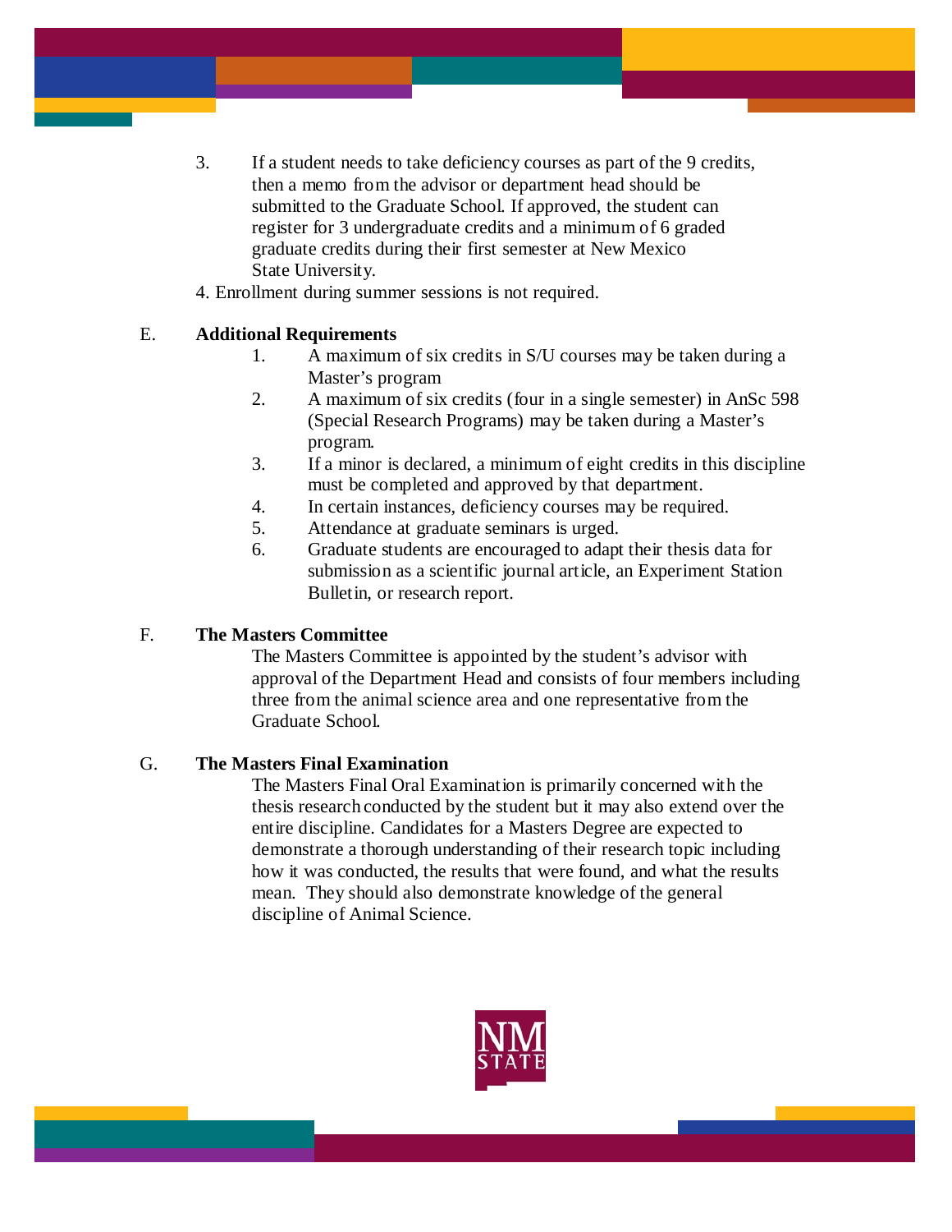3. If a student needs to take deficiency courses as part of the 9 credits, then a memo from the advisor or department head should be submitted to the Graduate School. If approved, the student can register for 3 undergraduate credits and a minimum of 6 graded graduate credits during their first semester at New Mexico State University.
4. Enrollment during summer sessions is not required.

E. **Additional Requirements**

1. A maximum of six credits in S/U courses may be taken during a Master's program
2. A maximum of six credits (four in a single semester) in AnSc 598 (Special Research Programs) may be taken during a Master's program.
3. If a minor is declared, a minimum of eight credits in this discipline must be completed and approved by that department.
4. In certain instances, deficiency courses may be required.
5. Attendance at graduate seminars is urged.
6. Graduate students are encouraged to adapt their thesis data for submission as a scientific journal article, an Experiment Station Bulletin, or research report.

F. **The Masters Committee**

The Masters Committee is appointed by the student's advisor with approval of the Department Head and consists of four members including three from the animal science area and one representative from the Graduate School.

G. **The Masters Final Examination**

The Masters Final Oral Examination is primarily concerned with the thesis research conducted by the student but it may also extend over the entire discipline. Candidates for a Masters Degree are expected to demonstrate a thorough understanding of their research topic including how it was conducted, the results that were found, and what the results mean. They should also demonstrate knowledge of the general discipline of Animal Science.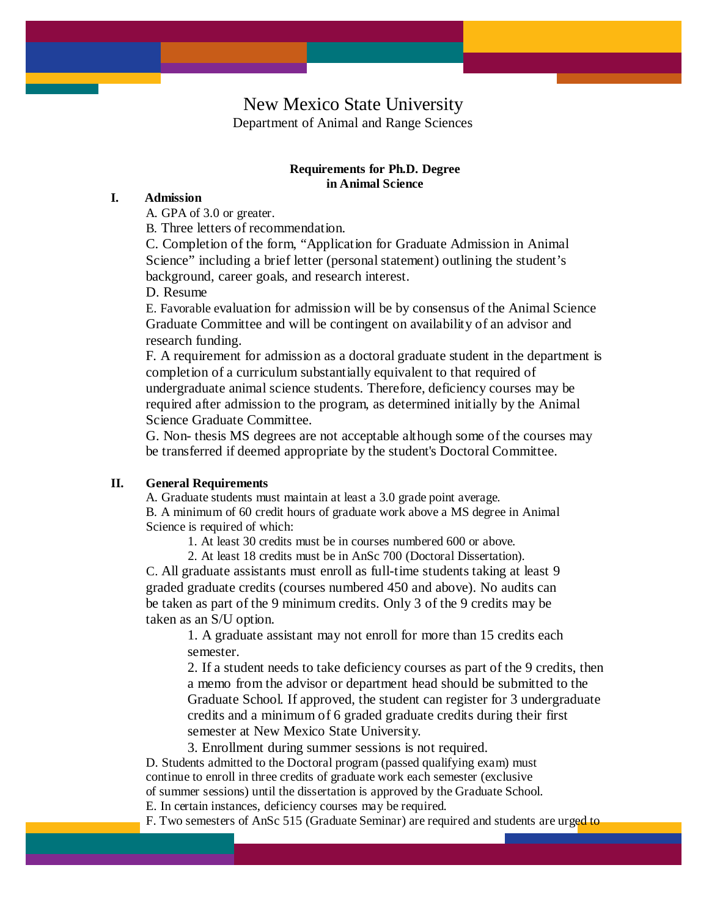# New Mexico State University

Department of Animal and Range Sciences

## Requirements for Ph.D. Degree in Animal Science

### I. Admission

A. GPA of 3.0 or greater.

B. Three letters of recommendation.

C. Completion of the form, "Application for Graduate Admission in Animal Science" including a brief letter (personal statement) outlining the student's background, career goals, and research interest.

D. Resume

E. Favorable evaluation for admission will be by consensus of the Animal Science Graduate Committee and will be contingent on availability of an advisor and research funding.

F. A requirement for admission as a doctoral graduate student in the department is completion of a curriculum substantially equivalent to that required of undergraduate animal science students. Therefore, deficiency courses may be required after admission to the program, as determined initially by the Animal Science Graduate Committee.

G. Non- thesis MS degrees are not acceptable although some of the courses may be transferred if deemed appropriate by the student's Doctoral Committee.

### II. General Requirements

A. Graduate students must maintain at least a 3.0 grade point average.

B. A minimum of 60 credit hours of graduate work above a MS degree in Animal Science is required of which:

1. At least 30 credits must be in courses numbered 600 or above.
2. At least 18 credits must be in AnSc 700 (Doctoral Dissertation).

C. All graduate assistants must enroll as full-time students taking at least 9 graded graduate credits (courses numbered 450 and above). No audits can be taken as part of the 9 minimum credits. Only 3 of the 9 credits may be taken as an S/U option.

1. A graduate assistant may not enroll for more than 15 credits each semester.
2. If a student needs to take deficiency courses as part of the 9 credits, then a memo from the advisor or department head should be submitted to the Graduate School. If approved, the student can register for 3 undergraduate credits and a minimum of 6 graded graduate credits during their first semester at New Mexico State University.
3. Enrollment during summer sessions is not required.

D. Students admitted to the Doctoral program (passed qualifying exam) must continue to enroll in three credits of graduate work each semester (exclusive of summer sessions) until the dissertation is approved by the Graduate School.

E. In certain instances, deficiency courses may be required.

F. Two semesters of AnSc 515 (Graduate Seminar) are required and students are urged to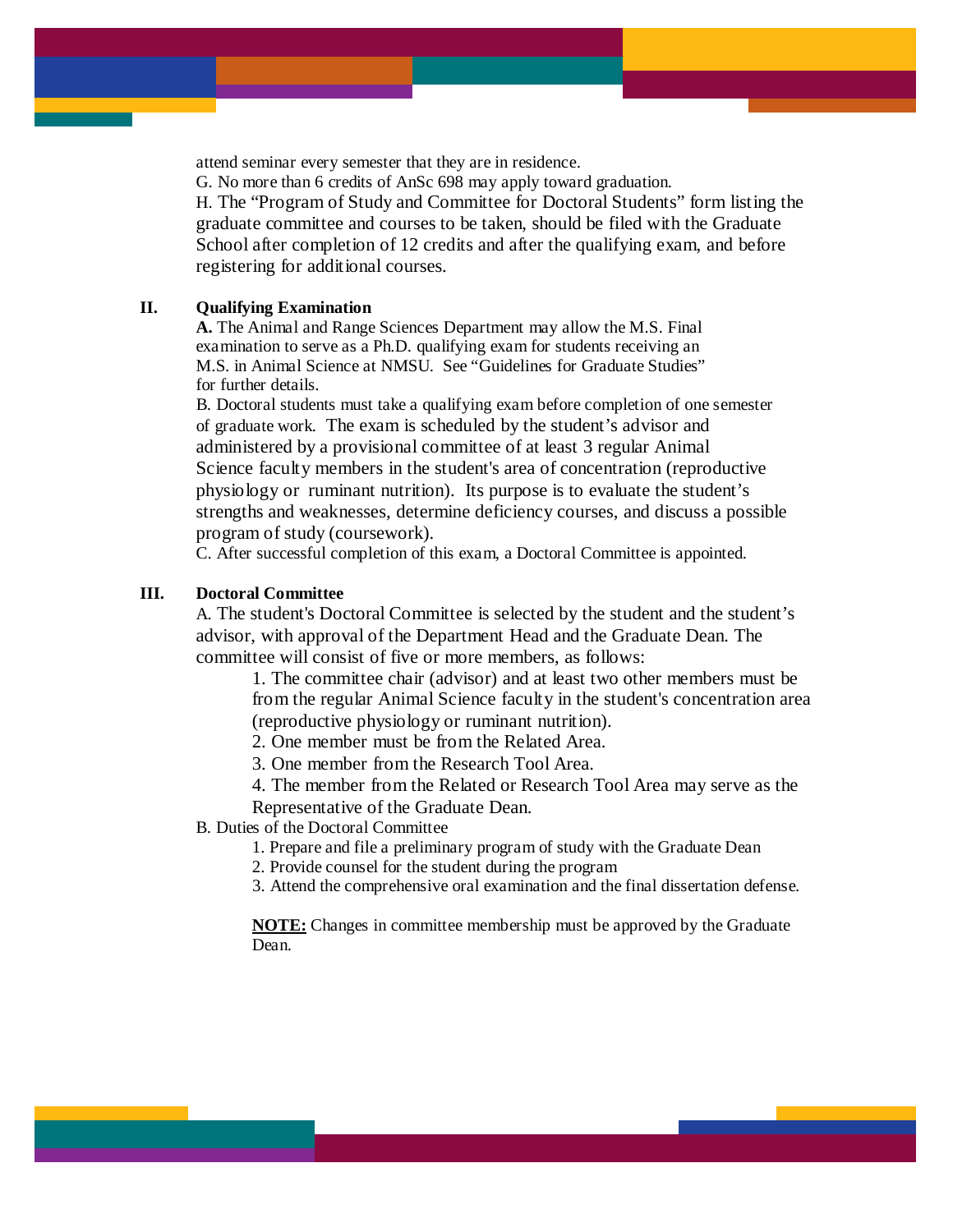attend seminar every semester that they are in residence.

G. No more than 6 credits of AnSc 698 may apply toward graduation.

H. The "Program of Study and Committee for Doctoral Students" form listing the graduate committee and courses to be taken, should be filed with the Graduate School after completion of 12 credits and after the qualifying exam, and before registering for additional courses.

## II. Qualifying Examination

**A.** The Animal and Range Sciences Department may allow the M.S. Final examination to serve as a Ph.D. qualifying exam for students receiving an M.S. in Animal Science at NMSU. See "Guidelines for Graduate Studies" for further details.

B. Doctoral students must take a qualifying exam before completion of one semester of graduate work. The exam is scheduled by the student's advisor and administered by a provisional committee of at least 3 regular Animal Science faculty members in the student's area of concentration (reproductive physiology or ruminant nutrition). Its purpose is to evaluate the student's strengths and weaknesses, determine deficiency courses, and discuss a possible program of study (coursework).

C. After successful completion of this exam, a Doctoral Committee is appointed.

## III. Doctoral Committee

A. The student's Doctoral Committee is selected by the student and the student's advisor, with approval of the Department Head and the Graduate Dean. The committee will consist of five or more members, as follows:

1. The committee chair (advisor) and at least two other members must be from the regular Animal Science faculty in the student's concentration area (reproductive physiology or ruminant nutrition).
2. One member must be from the Related Area.
3. One member from the Research Tool Area.
4. The member from the Related or Research Tool Area may serve as the Representative of the Graduate Dean.

B. Duties of the Doctoral Committee

1. Prepare and file a preliminary program of study with the Graduate Dean
2. Provide counsel for the student during the program
3. Attend the comprehensive oral examination and the final dissertation defense.

**NOTE:** Changes in committee membership must be approved by the Graduate Dean.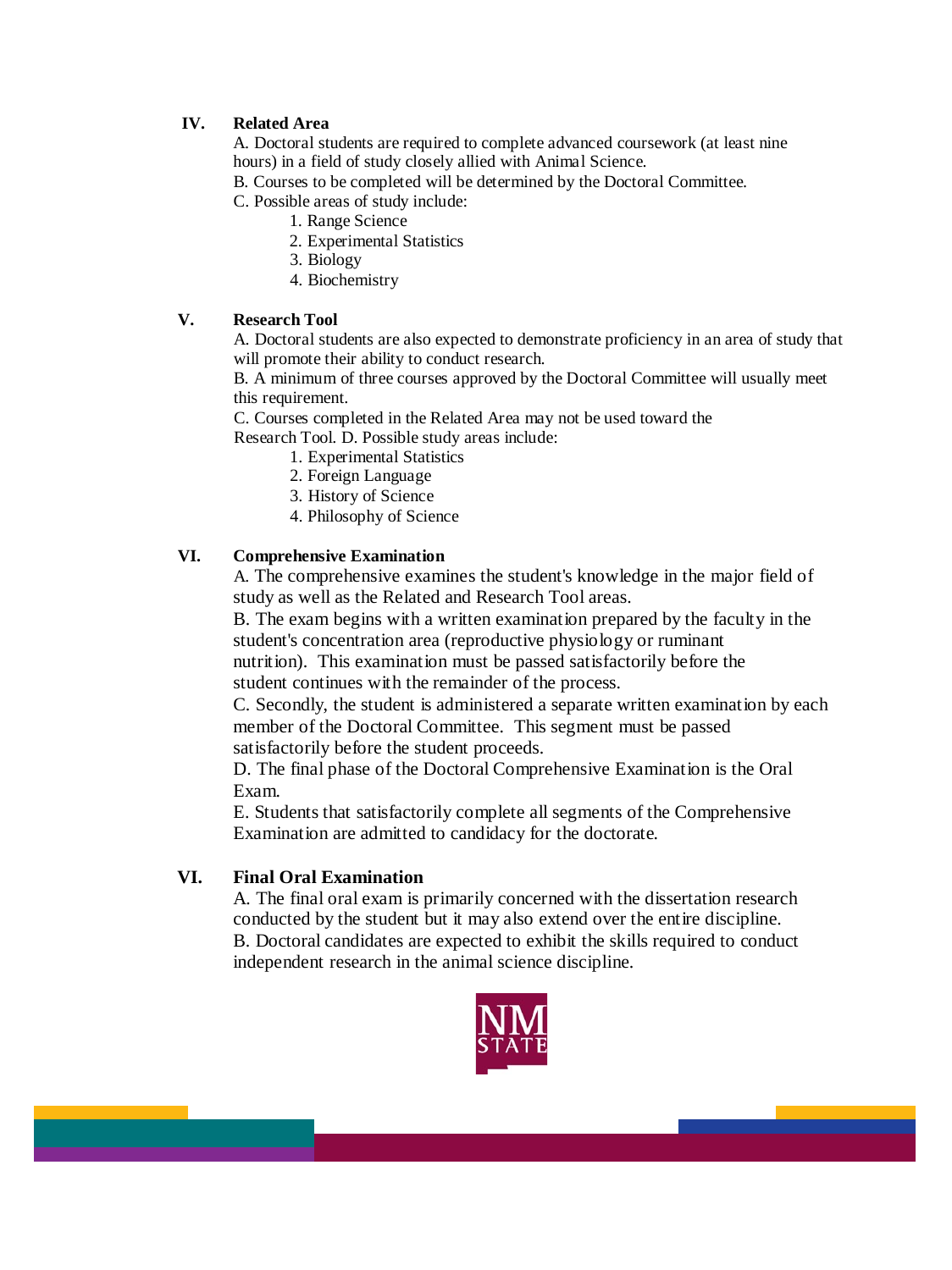## IV. Related Area

A. Doctoral students are required to complete advanced coursework (at least nine hours) in a field of study closely allied with Animal Science.

B. Courses to be completed will be determined by the Doctoral Committee.

C. Possible areas of study include:

1. Range Science
2. Experimental Statistics
3. Biology
4. Biochemistry

## V. Research Tool

A. Doctoral students are also expected to demonstrate proficiency in an area of study that will promote their ability to conduct research.

B. A minimum of three courses approved by the Doctoral Committee will usually meet this requirement.

C. Courses completed in the Related Area may not be used toward the Research Tool. D. Possible study areas include:

1. Experimental Statistics
2. Foreign Language
3. History of Science
4. Philosophy of Science

## VI. Comprehensive Examination

A. The comprehensive examines the student's knowledge in the major field of study as well as the Related and Research Tool areas.

B. The exam begins with a written examination prepared by the faculty in the student's concentration area (reproductive physiology or ruminant nutrition). This examination must be passed satisfactorily before the student continues with the remainder of the process.

C. Secondly, the student is administered a separate written examination by each member of the Doctoral Committee. This segment must be passed satisfactorily before the student proceeds.

D. The final phase of the Doctoral Comprehensive Examination is the Oral Exam.

E. Students that satisfactorily complete all segments of the Comprehensive Examination are admitted to candidacy for the doctorate.

## VI. Final Oral Examination

A. The final oral exam is primarily concerned with the dissertation research conducted by the student but it may also extend over the entire discipline.

B. Doctoral candidates are expected to exhibit the skills required to conduct independent research in the animal science discipline.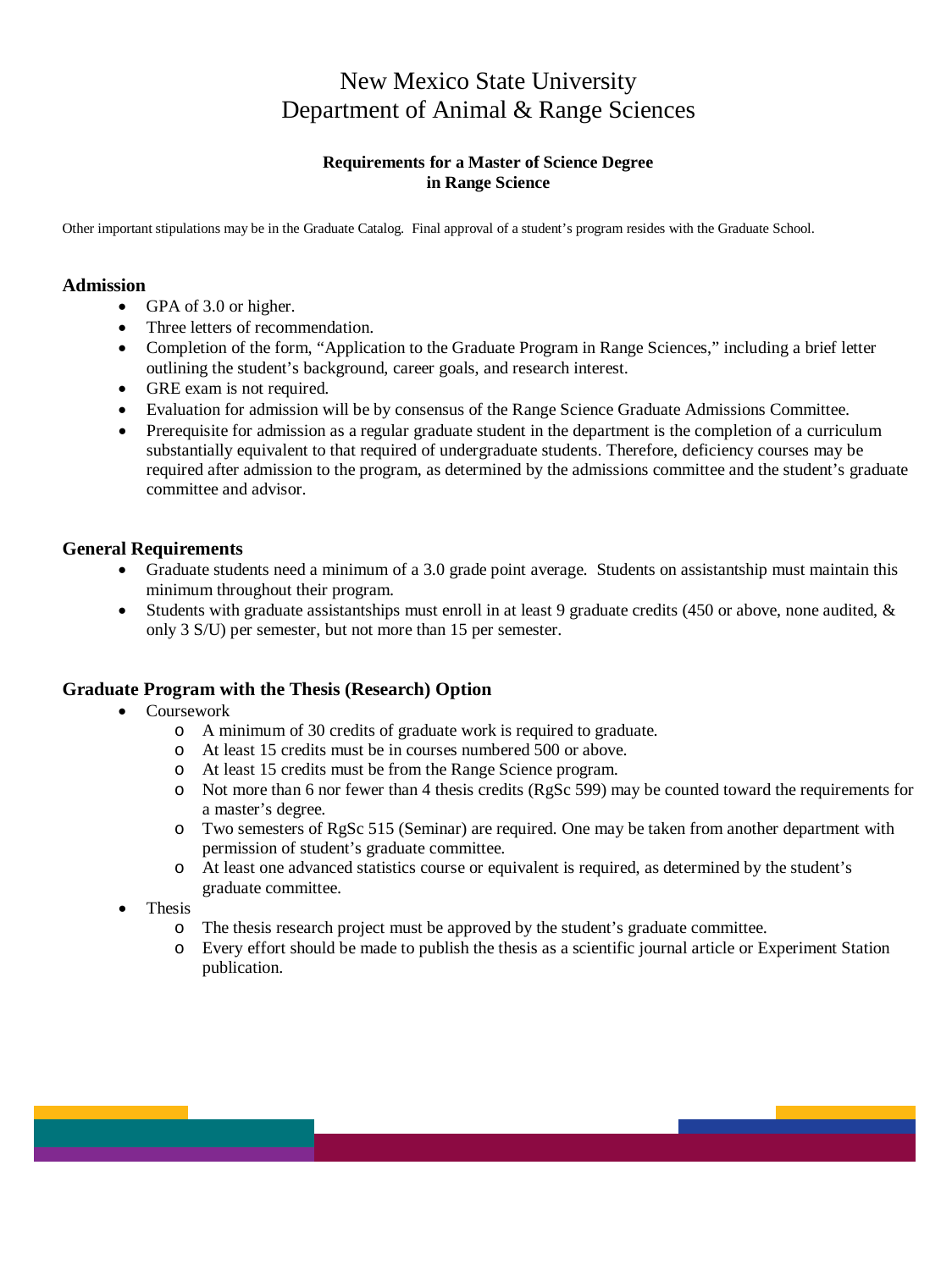# New Mexico State University
# Department of Animal & Range Sciences

**Requirements for a Master of Science Degree in Range Science**

Other important stipulations may be in the Graduate Catalog. Final approval of a student's program resides with the Graduate School.

### Admission

- GPA of 3.0 or higher.
- Three letters of recommendation.
- Completion of the form, "Application to the Graduate Program in Range Sciences," including a brief letter outlining the student's background, career goals, and research interest.
- GRE exam is not required.
- Evaluation for admission will be by consensus of the Range Science Graduate Admissions Committee.
- Prerequisite for admission as a regular graduate student in the department is the completion of a curriculum substantially equivalent to that required of undergraduate students. Therefore, deficiency courses may be required after admission to the program, as determined by the admissions committee and the student's graduate committee and advisor.

### General Requirements

- Graduate students need a minimum of a 3.0 grade point average. Students on assistantship must maintain this minimum throughout their program.
- Students with graduate assistantships must enroll in at least 9 graduate credits (450 or above, none audited, & only 3 S/U) per semester, but not more than 15 per semester.

### Graduate Program with the Thesis (Research) Option

- Coursework
  - A minimum of 30 credits of graduate work is required to graduate.
  - At least 15 credits must be in courses numbered 500 or above.
  - At least 15 credits must be from the Range Science program.
  - Not more than 6 nor fewer than 4 thesis credits (RgSc 599) may be counted toward the requirements for a master's degree.
  - Two semesters of RgSc 515 (Seminar) are required. One may be taken from another department with permission of student's graduate committee.
  - At least one advanced statistics course or equivalent is required, as determined by the student's graduate committee.
- Thesis
  - The thesis research project must be approved by the student's graduate committee.
  - Every effort should be made to publish the thesis as a scientific journal article or Experiment Station publication.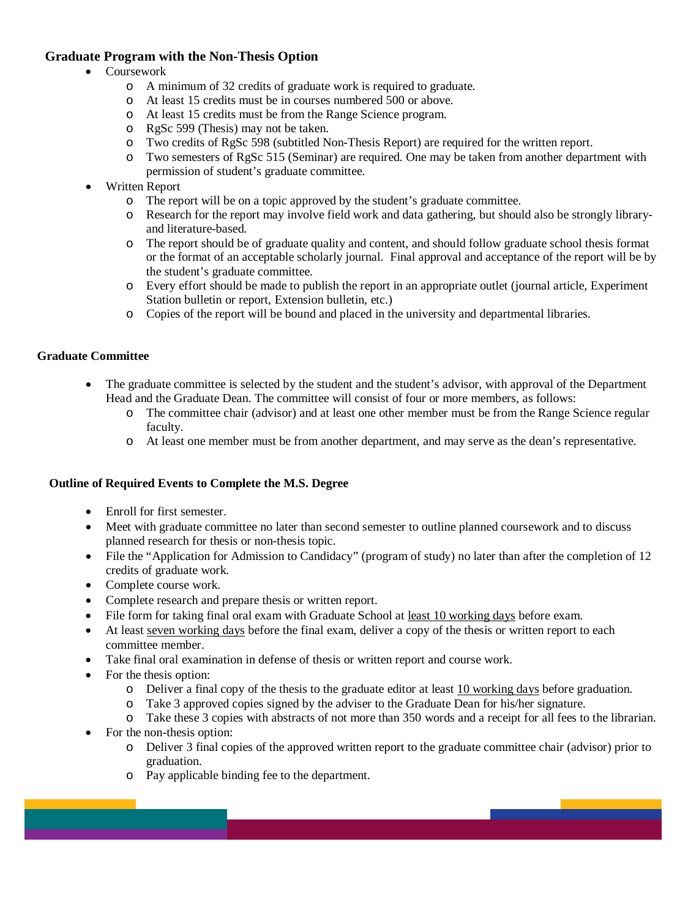### Graduate Program with the Non-Thesis Option

- Coursework
  - A minimum of 32 credits of graduate work is required to graduate.
  - At least 15 credits must be in courses numbered 500 or above.
  - At least 15 credits must be from the Range Science program.
  - RgSc 599 (Thesis) may not be taken.
  - Two credits of RgSc 598 (subtitled Non-Thesis Report) are required for the written report.
  - Two semesters of RgSc 515 (Seminar) are required. One may be taken from another department with permission of student's graduate committee.
- Written Report
  - The report will be on a topic approved by the student's graduate committee.
  - Research for the report may involve field work and data gathering, but should also be strongly library- and literature-based.
  - The report should be of graduate quality and content, and should follow graduate school thesis format or the format of an acceptable scholarly journal. Final approval and acceptance of the report will be by the student's graduate committee.
  - Every effort should be made to publish the report in an appropriate outlet (journal article, Experiment Station bulletin or report, Extension bulletin, etc.)
  - Copies of the report will be bound and placed in the university and departmental libraries.

### Graduate Committee

- The graduate committee is selected by the student and the student's advisor, with approval of the Department Head and the Graduate Dean. The committee will consist of four or more members, as follows:
  - The committee chair (advisor) and at least one other member must be from the Range Science regular faculty.
  - At least one member must be from another department, and may serve as the dean's representative.

### Outline of Required Events to Complete the M.S. Degree

- Enroll for first semester.
- Meet with graduate committee no later than second semester to outline planned coursework and to discuss planned research for thesis or non-thesis topic.
- File the "Application for Admission to Candidacy" (program of study) no later than after the completion of 12 credits of graduate work.
- Complete course work.
- Complete research and prepare thesis or written report.
- File form for taking final oral exam with Graduate School at least 10 working days before exam.
- At least seven working days before the final exam, deliver a copy of the thesis or written report to each committee member.
- Take final oral examination in defense of thesis or written report and course work.
- For the thesis option:
  - Deliver a final copy of the thesis to the graduate editor at least 10 working days before graduation.
  - Take 3 approved copies signed by the adviser to the Graduate Dean for his/her signature.
  - Take these 3 copies with abstracts of not more than 350 words and a receipt for all fees to the librarian.
- For the non-thesis option:
  - Deliver 3 final copies of the approved written report to the graduate committee chair (advisor) prior to graduation.
  - Pay applicable binding fee to the department.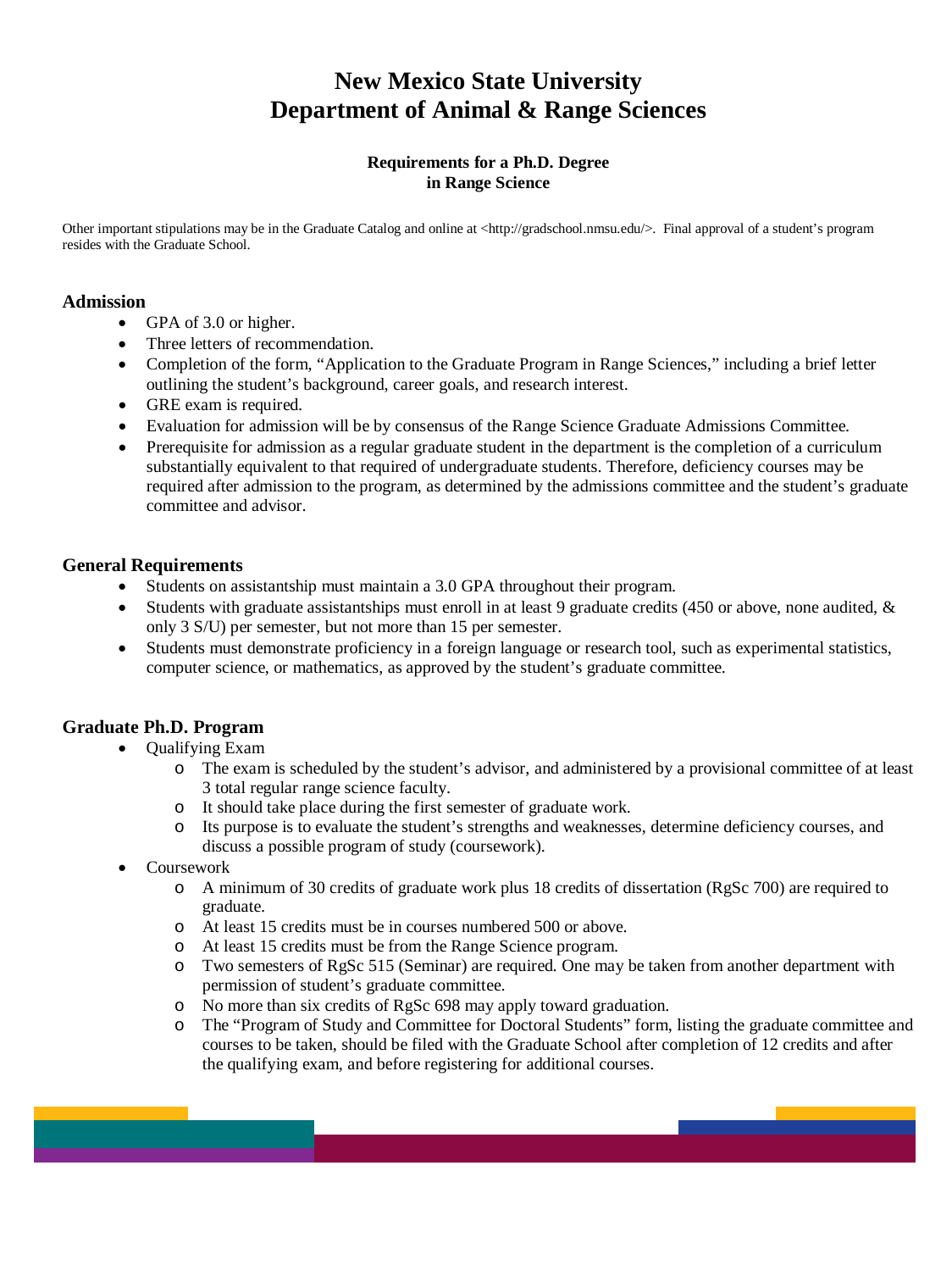# New Mexico State University
# Department of Animal & Range Sciences

### Requirements for a Ph.D. Degree in Range Science

Other important stipulations may be in the Graduate Catalog and online at <http://gradschool.nmsu.edu/>. Final approval of a student's program resides with the Graduate School.

## Admission

- GPA of 3.0 or higher.
- Three letters of recommendation.
- Completion of the form, "Application to the Graduate Program in Range Sciences," including a brief letter outlining the student's background, career goals, and research interest.
- GRE exam is required.
- Evaluation for admission will be by consensus of the Range Science Graduate Admissions Committee.
- Prerequisite for admission as a regular graduate student in the department is the completion of a curriculum substantially equivalent to that required of undergraduate students. Therefore, deficiency courses may be required after admission to the program, as determined by the admissions committee and the student's graduate committee and advisor.

## General Requirements

- Students on assistantship must maintain a 3.0 GPA throughout their program.
- Students with graduate assistantships must enroll in at least 9 graduate credits (450 or above, none audited, & only 3 S/U) per semester, but not more than 15 per semester.
- Students must demonstrate proficiency in a foreign language or research tool, such as experimental statistics, computer science, or mathematics, as approved by the student's graduate committee.

## Graduate Ph.D. Program

- Qualifying Exam
  - The exam is scheduled by the student's advisor, and administered by a provisional committee of at least 3 total regular range science faculty.
  - It should take place during the first semester of graduate work.
  - Its purpose is to evaluate the student's strengths and weaknesses, determine deficiency courses, and discuss a possible program of study (coursework).
- Coursework
  - A minimum of 30 credits of graduate work plus 18 credits of dissertation (RgSc 700) are required to graduate.
  - At least 15 credits must be in courses numbered 500 or above.
  - At least 15 credits must be from the Range Science program.
  - Two semesters of RgSc 515 (Seminar) are required. One may be taken from another department with permission of student's graduate committee.
  - No more than six credits of RgSc 698 may apply toward graduation.
  - The "Program of Study and Committee for Doctoral Students" form, listing the graduate committee and courses to be taken, should be filed with the Graduate School after completion of 12 credits and after the qualifying exam, and before registering for additional courses.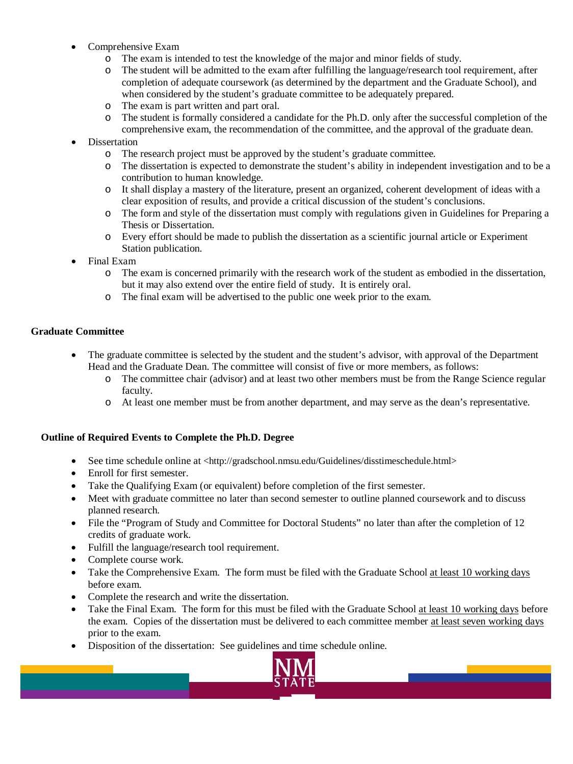- Comprehensive Exam
  - The exam is intended to test the knowledge of the major and minor fields of study.
  - The student will be admitted to the exam after fulfilling the language/research tool requirement, after completion of adequate coursework (as determined by the department and the Graduate School), and when considered by the student's graduate committee to be adequately prepared.
  - The exam is part written and part oral.
  - The student is formally considered a candidate for the Ph.D. only after the successful completion of the comprehensive exam, the recommendation of the committee, and the approval of the graduate dean.
- Dissertation
  - The research project must be approved by the student's graduate committee.
  - The dissertation is expected to demonstrate the student's ability in independent investigation and to be a contribution to human knowledge.
  - It shall display a mastery of the literature, present an organized, coherent development of ideas with a clear exposition of results, and provide a critical discussion of the student's conclusions.
  - The form and style of the dissertation must comply with regulations given in Guidelines for Preparing a Thesis or Dissertation.
  - Every effort should be made to publish the dissertation as a scientific journal article or Experiment Station publication.
- Final Exam
  - The exam is concerned primarily with the research work of the student as embodied in the dissertation, but it may also extend over the entire field of study. It is entirely oral.
  - The final exam will be advertised to the public one week prior to the exam.

**Graduate Committee**

- The graduate committee is selected by the student and the student's advisor, with approval of the Department Head and the Graduate Dean. The committee will consist of five or more members, as follows:
  - The committee chair (advisor) and at least two other members must be from the Range Science regular faculty.
  - At least one member must be from another department, and may serve as the dean's representative.

**Outline of Required Events to Complete the Ph.D. Degree**

- See time schedule online at <http://gradschool.nmsu.edu/Guidelines/disstimeschedule.html>
- Enroll for first semester.
- Take the Qualifying Exam (or equivalent) before completion of the first semester.
- Meet with graduate committee no later than second semester to outline planned coursework and to discuss planned research.
- File the "Program of Study and Committee for Doctoral Students" no later than after the completion of 12 credits of graduate work.
- Fulfill the language/research tool requirement.
- Complete course work.
- Take the Comprehensive Exam. The form must be filed with the Graduate School at least 10 working days before exam.
- Complete the research and write the dissertation.
- Take the Final Exam. The form for this must be filed with the Graduate School at least 10 working days before the exam. Copies of the dissertation must be delivered to each committee member at least seven working days prior to the exam.
- Disposition of the dissertation: See guidelines and time schedule online.